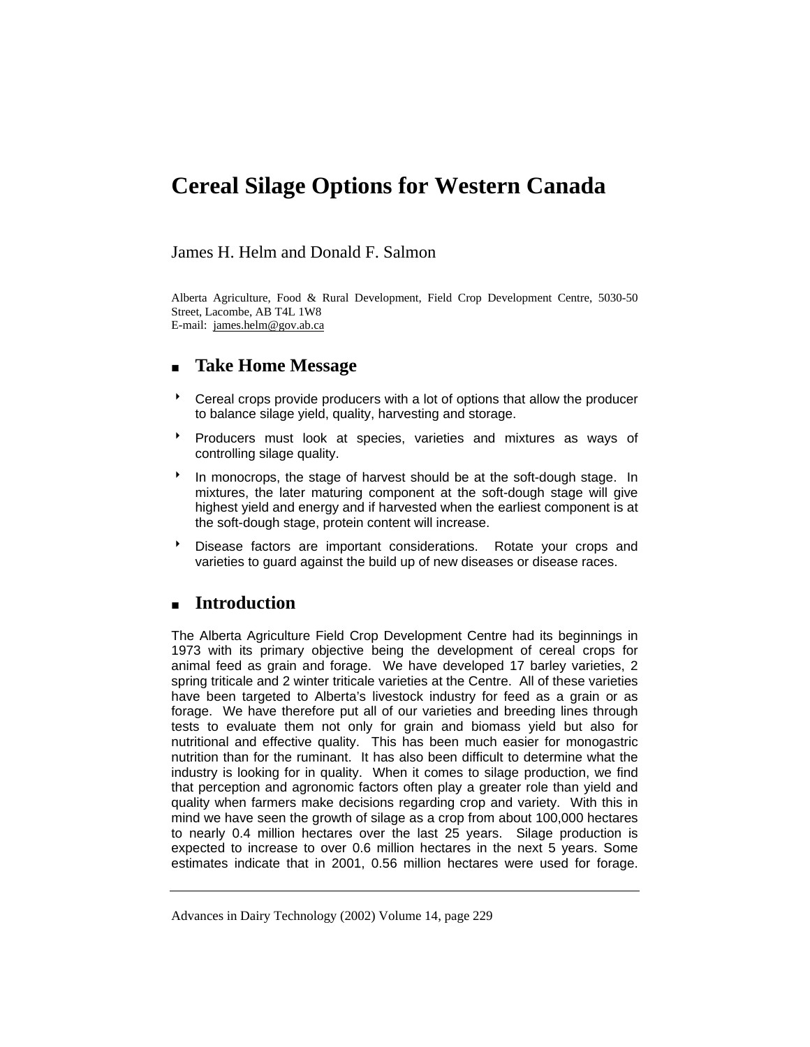# Cereal Silage Options for Western Canada

James H. Helm and Donald F. Salmon

Alberta Agriculture, Food & Rural Development, Field Crop Development Centre, 5030-50 Street, Lacombe, AB T4L 1W8
E-mail: james.helm@gov.ab.ca

## Take Home Message

- Cereal crops provide producers with a lot of options that allow the producer to balance silage yield, quality, harvesting and storage.
- Producers must look at species, varieties and mixtures as ways of controlling silage quality.
- In monocrops, the stage of harvest should be at the soft-dough stage. In mixtures, the later maturing component at the soft-dough stage will give highest yield and energy and if harvested when the earliest component is at the soft-dough stage, protein content will increase.
- Disease factors are important considerations. Rotate your crops and varieties to guard against the build up of new diseases or disease races.

## Introduction

The Alberta Agriculture Field Crop Development Centre had its beginnings in 1973 with its primary objective being the development of cereal crops for animal feed as grain and forage. We have developed 17 barley varieties, 2 spring triticale and 2 winter triticale varieties at the Centre. All of these varieties have been targeted to Alberta's livestock industry for feed as a grain or as forage. We have therefore put all of our varieties and breeding lines through tests to evaluate them not only for grain and biomass yield but also for nutritional and effective quality. This has been much easier for monogastric nutrition than for the ruminant. It has also been difficult to determine what the industry is looking for in quality. When it comes to silage production, we find that perception and agronomic factors often play a greater role than yield and quality when farmers make decisions regarding crop and variety. With this in mind we have seen the growth of silage as a crop from about 100,000 hectares to nearly 0.4 million hectares over the last 25 years. Silage production is expected to increase to over 0.6 million hectares in the next 5 years. Some estimates indicate that in 2001, 0.56 million hectares were used for forage.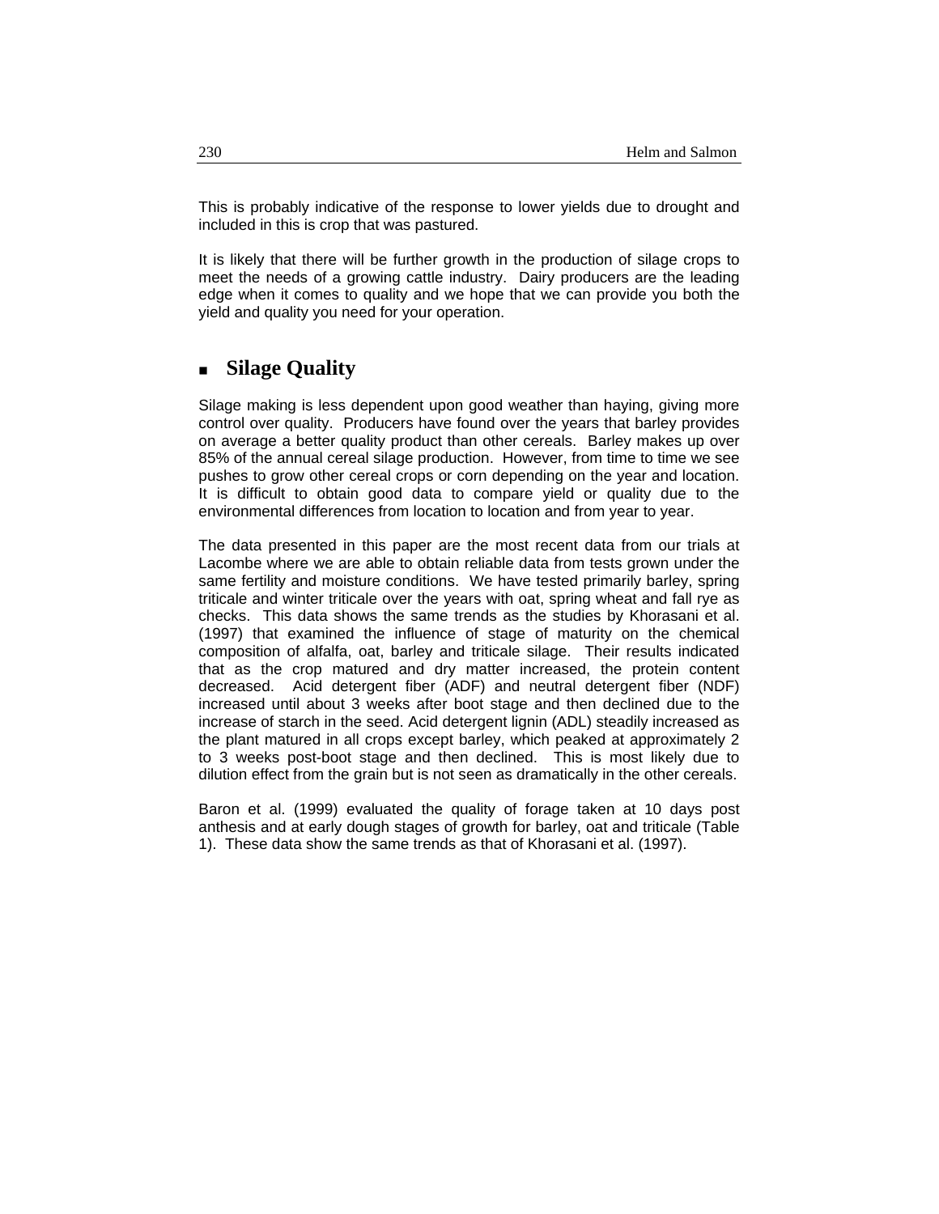This is probably indicative of the response to lower yields due to drought and included in this is crop that was pastured.

It is likely that there will be further growth in the production of silage crops to meet the needs of a growing cattle industry. Dairy producers are the leading edge when it comes to quality and we hope that we can provide you both the yield and quality you need for your operation.

## Silage Quality

Silage making is less dependent upon good weather than haying, giving more control over quality. Producers have found over the years that barley provides on average a better quality product than other cereals. Barley makes up over 85% of the annual cereal silage production. However, from time to time we see pushes to grow other cereal crops or corn depending on the year and location. It is difficult to obtain good data to compare yield or quality due to the environmental differences from location to location and from year to year.

The data presented in this paper are the most recent data from our trials at Lacombe where we are able to obtain reliable data from tests grown under the same fertility and moisture conditions. We have tested primarily barley, spring triticale and winter triticale over the years with oat, spring wheat and fall rye as checks. This data shows the same trends as the studies by Khorasani et al. (1997) that examined the influence of stage of maturity on the chemical composition of alfalfa, oat, barley and triticale silage. Their results indicated that as the crop matured and dry matter increased, the protein content decreased. Acid detergent fiber (ADF) and neutral detergent fiber (NDF) increased until about 3 weeks after boot stage and then declined due to the increase of starch in the seed. Acid detergent lignin (ADL) steadily increased as the plant matured in all crops except barley, which peaked at approximately 2 to 3 weeks post-boot stage and then declined. This is most likely due to dilution effect from the grain but is not seen as dramatically in the other cereals.

Baron et al. (1999) evaluated the quality of forage taken at 10 days post anthesis and at early dough stages of growth for barley, oat and triticale (Table 1). These data show the same trends as that of Khorasani et al. (1997).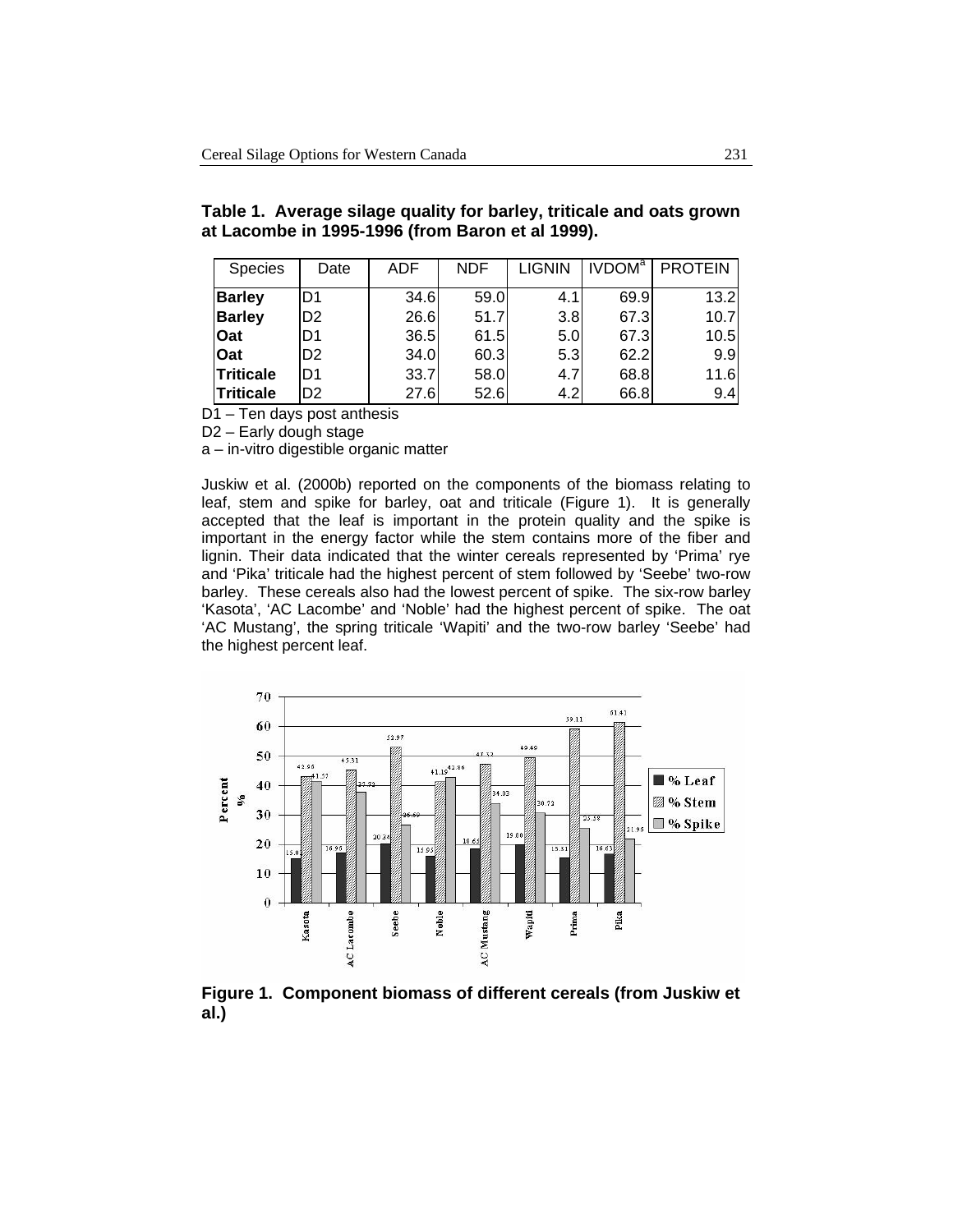**Table 1. Average silage quality for barley, triticale and oats grown at Lacombe in 1995-1996 (from Baron et al 1999).**

| Species | Date | ADF | NDF | LIGNIN | IVDOM[a] | PROTEIN |
|---|---|---|---|---|---|---|
| **Barley** | D1 | 34.6 | 59.0 | 4.1 | 69.9 | 13.2 |
| **Barley** | D2 | 26.6 | 51.7 | 3.8 | 67.3 | 10.7 |
| **Oat** | D1 | 36.5 | 61.5 | 5.0 | 67.3 | 10.5 |
| **Oat** | D2 | 34.0 | 60.3 | 5.3 | 62.2 | 9.9 |
| **Triticale** | D1 | 33.7 | 58.0 | 4.7 | 68.8 | 11.6 |
| **Triticale** | D2 | 27.6 | 52.6 | 4.2 | 66.8 | 9.4 |

D1 – Ten days post anthesis

D2 – Early dough stage

a – in-vitro digestible organic matter

Juskiw et al. (2000b) reported on the components of the biomass relating to leaf, stem and spike for barley, oat and triticale (Figure 1). It is generally accepted that the leaf is important in the protein quality and the spike is important in the energy factor while the stem contains more of the fiber and lignin. Their data indicated that the winter cereals represented by 'Prima' rye and 'Pika' triticale had the highest percent of stem followed by 'Seebe' two-row barley. These cereals also had the lowest percent of spike. The six-row barley 'Kasota', 'AC Lacombe' and 'Noble' had the highest percent of spike. The oat 'AC Mustang', the spring triticale 'Wapiti' and the two-row barley 'Seebe' had the highest percent leaf.

**Figure 1. Component biomass of different cereals (from Juskiw et al.)**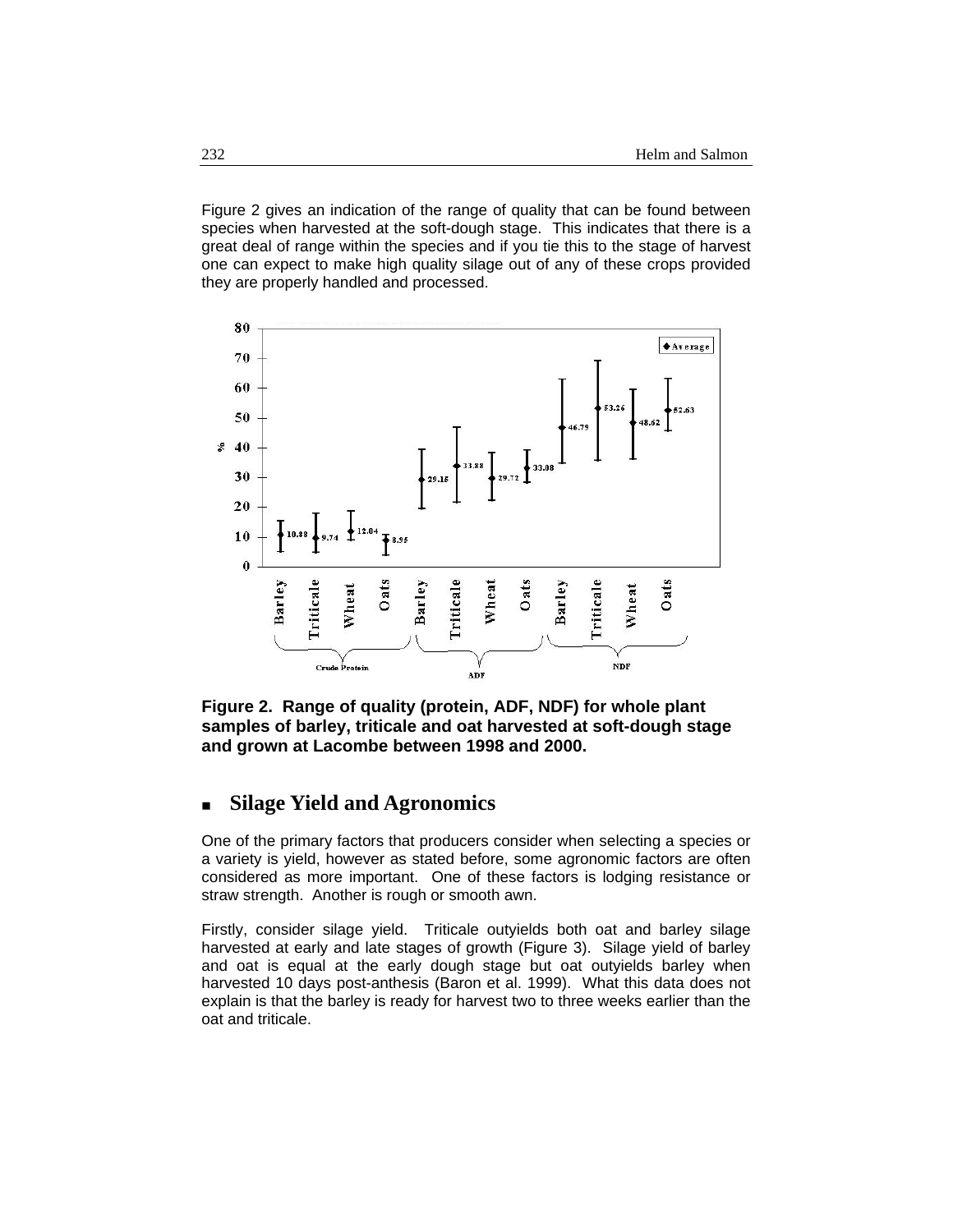Figure 2 gives an indication of the range of quality that can be found between species when harvested at the soft-dough stage. This indicates that there is a great deal of range within the species and if you tie this to the stage of harvest one can expect to make high quality silage out of any of these crops provided they are properly handled and processed.

**Figure 2. Range of quality (protein, ADF, NDF) for whole plant samples of barley, triticale and oat harvested at soft-dough stage and grown at Lacombe between 1998 and 2000.**

## Silage Yield and Agronomics

One of the primary factors that producers consider when selecting a species or a variety is yield, however as stated before, some agronomic factors are often considered as more important. One of these factors is lodging resistance or straw strength. Another is rough or smooth awn.

Firstly, consider silage yield. Triticale outyields both oat and barley silage harvested at early and late stages of growth (Figure 3). Silage yield of barley and oat is equal at the early dough stage but oat outyields barley when harvested 10 days post-anthesis (Baron et al. 1999). What this data does not explain is that the barley is ready for harvest two to three weeks earlier than the oat and triticale.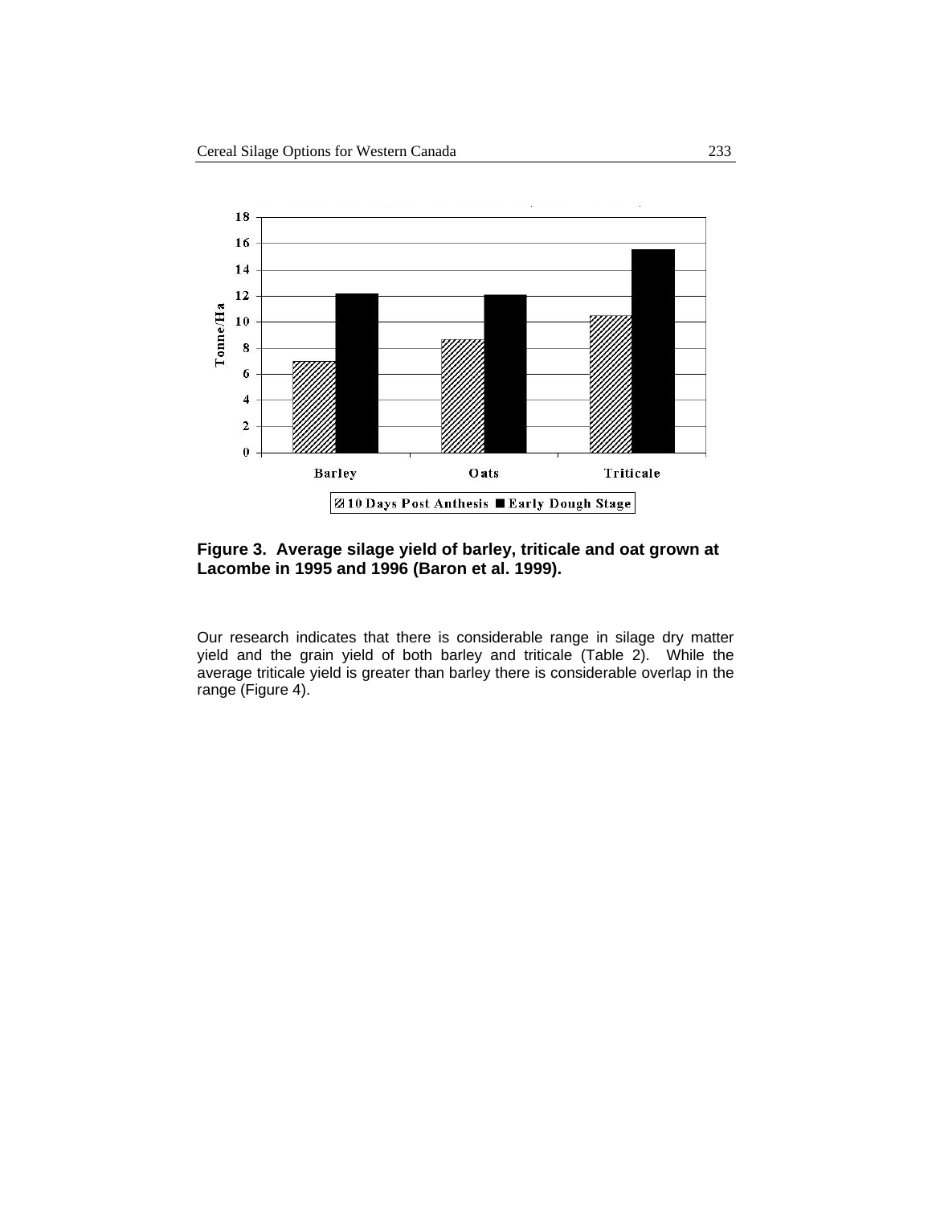**Figure 3. Average silage yield of barley, triticale and oat grown at Lacombe in 1995 and 1996 (Baron et al. 1999).**

Our research indicates that there is considerable range in silage dry matter yield and the grain yield of both barley and triticale (Table 2). While the average triticale yield is greater than barley there is considerable overlap in the range (Figure 4).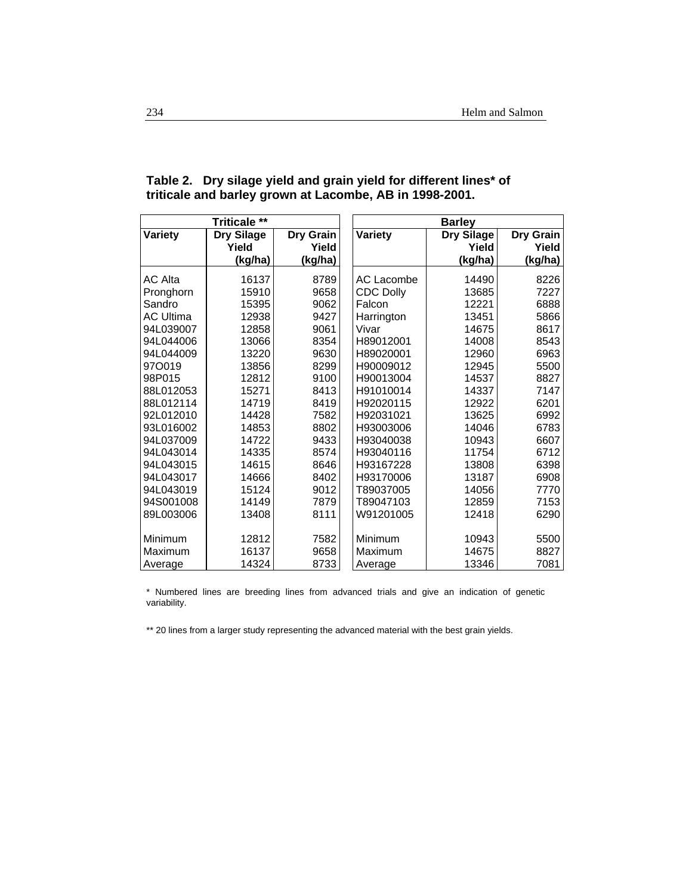**Table 2. Dry silage yield and grain yield for different lines* of triticale and barley grown at Lacombe, AB in 1998-2001.**

| Triticale ** | | | Barley | | |
|---|---|---|---|---|---|
| Variety | Dry Silage Yield (kg/ha) | Dry Grain Yield (kg/ha) | Variety | Dry Silage Yield (kg/ha) | Dry Grain Yield (kg/ha) |
| AC Alta | 16137 | 8789 | AC Lacombe | 14490 | 8226 |
| Pronghorn | 15910 | 9658 | CDC Dolly | 13685 | 7227 |
| Sandro | 15395 | 9062 | Falcon | 12221 | 6888 |
| AC Ultima | 12938 | 9427 | Harrington | 13451 | 5866 |
| 94L039007 | 12858 | 9061 | Vivar | 14675 | 8617 |
| 94L044006 | 13066 | 8354 | H89012001 | 14008 | 8543 |
| 94L044009 | 13220 | 9630 | H89020001 | 12960 | 6963 |
| 97O019 | 13856 | 8299 | H90009012 | 12945 | 5500 |
| 98P015 | 12812 | 9100 | H90013004 | 14537 | 8827 |
| 88L012053 | 15271 | 8413 | H91010014 | 14337 | 7147 |
| 88L012114 | 14719 | 8419 | H92020115 | 12922 | 6201 |
| 92L012010 | 14428 | 7582 | H92031021 | 13625 | 6992 |
| 93L016002 | 14853 | 8802 | H93003006 | 14046 | 6783 |
| 94L037009 | 14722 | 9433 | H93040038 | 10943 | 6607 |
| 94L043014 | 14335 | 8574 | H93040116 | 11754 | 6712 |
| 94L043015 | 14615 | 8646 | H93167228 | 13808 | 6398 |
| 94L043017 | 14666 | 8402 | H93170006 | 13187 | 6908 |
| 94L043019 | 15124 | 9012 | T89037005 | 14056 | 7770 |
| 94S001008 | 14149 | 7879 | T89047103 | 12859 | 7153 |
| 89L003006 | 13408 | 8111 | W91201005 | 12418 | 6290 |
| Minimum | 12812 | 7582 | Minimum | 10943 | 5500 |
| Maximum | 16137 | 9658 | Maximum | 14675 | 8827 |
| Average | 14324 | 8733 | Average | 13346 | 7081 |

* Numbered lines are breeding lines from advanced trials and give an indication of genetic variability.

** 20 lines from a larger study representing the advanced material with the best grain yields.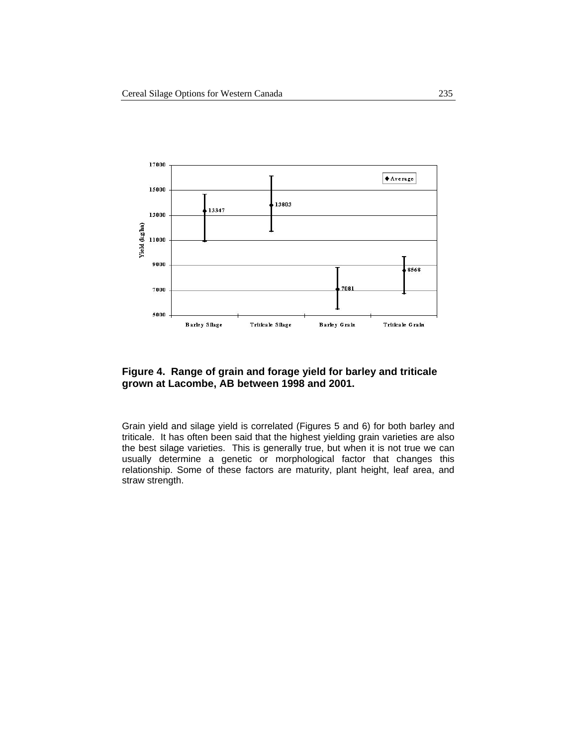**Figure 4. Range of grain and forage yield for barley and triticale grown at Lacombe, AB between 1998 and 2001.**

Grain yield and silage yield is correlated (Figures 5 and 6) for both barley and triticale. It has often been said that the highest yielding grain varieties are also the best silage varieties. This is generally true, but when it is not true we can usually determine a genetic or morphological factor that changes this relationship. Some of these factors are maturity, plant height, leaf area, and straw strength.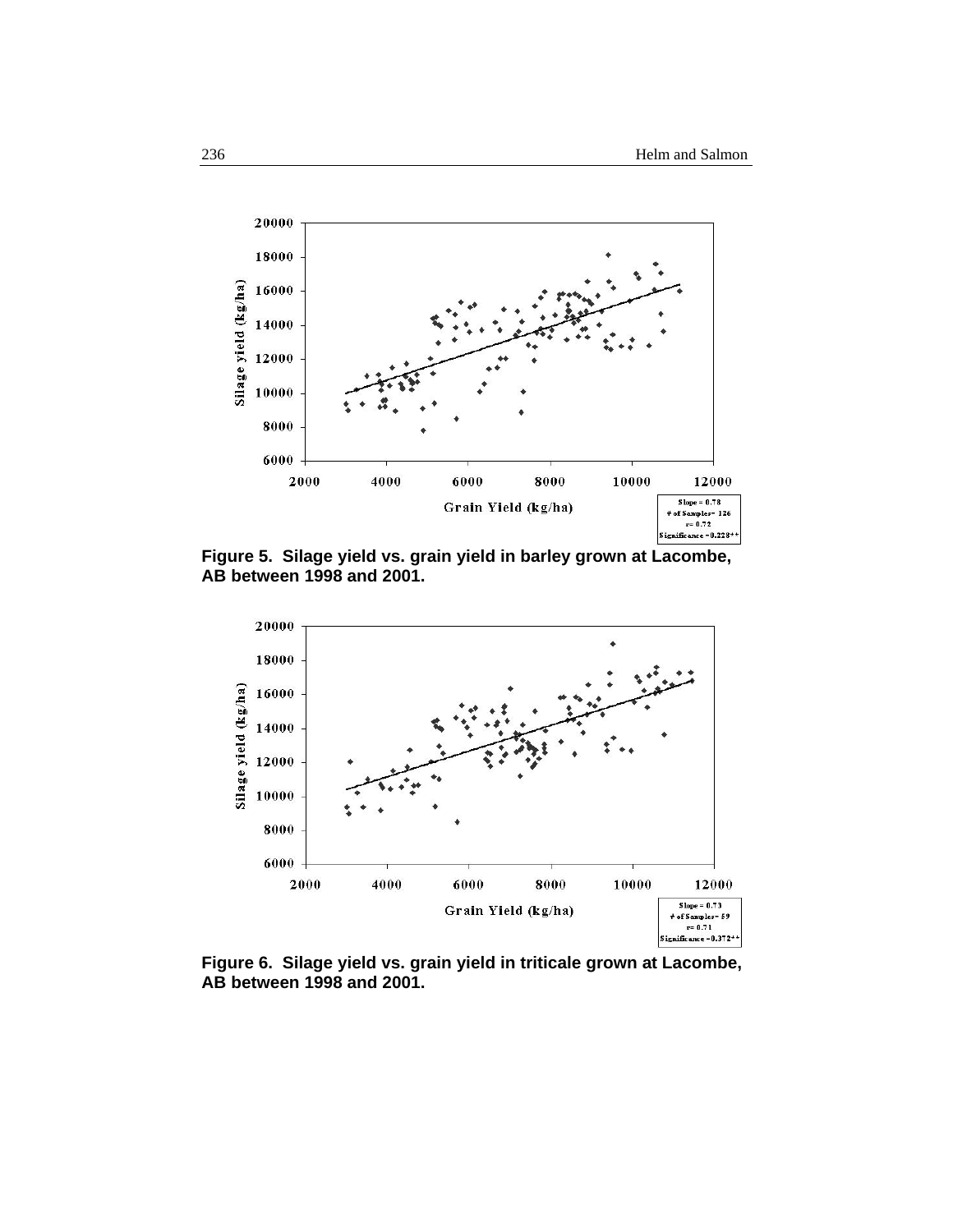Slope = 0.78
# of Samples= 126
r= 0.72
Significance =0.228**

**Figure 5. Silage yield vs. grain yield in barley grown at Lacombe, AB between 1998 and 2001.**

Slope = 0.73
# of Samples= 59
r= 0.71
Significance =0.372**

**Figure 6. Silage yield vs. grain yield in triticale grown at Lacombe, AB between 1998 and 2001.**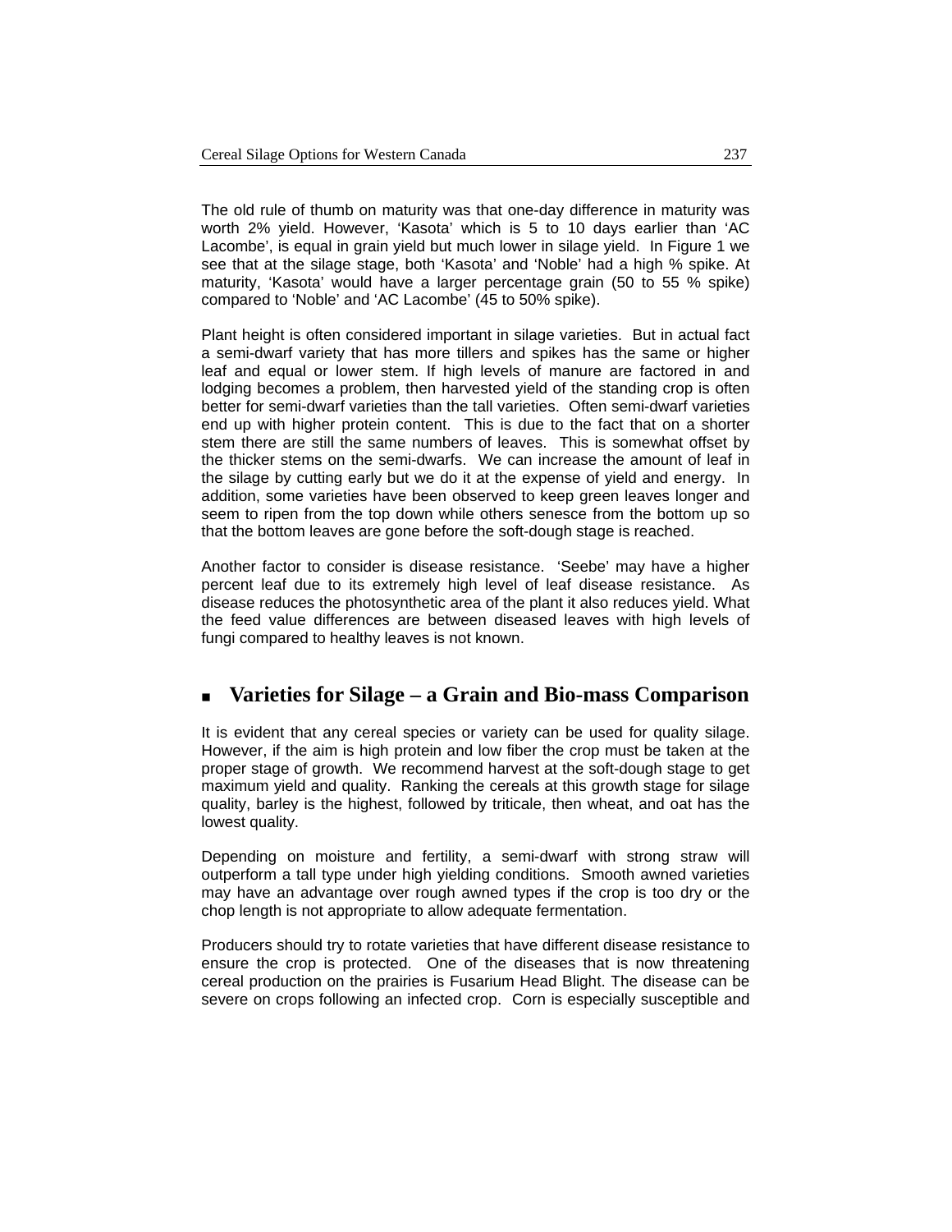The old rule of thumb on maturity was that one-day difference in maturity was worth 2% yield. However, 'Kasota' which is 5 to 10 days earlier than 'AC Lacombe', is equal in grain yield but much lower in silage yield. In Figure 1 we see that at the silage stage, both 'Kasota' and 'Noble' had a high % spike. At maturity, 'Kasota' would have a larger percentage grain (50 to 55 % spike) compared to 'Noble' and 'AC Lacombe' (45 to 50% spike).

Plant height is often considered important in silage varieties. But in actual fact a semi-dwarf variety that has more tillers and spikes has the same or higher leaf and equal or lower stem. If high levels of manure are factored in and lodging becomes a problem, then harvested yield of the standing crop is often better for semi-dwarf varieties than the tall varieties. Often semi-dwarf varieties end up with higher protein content. This is due to the fact that on a shorter stem there are still the same numbers of leaves. This is somewhat offset by the thicker stems on the semi-dwarfs. We can increase the amount of leaf in the silage by cutting early but we do it at the expense of yield and energy. In addition, some varieties have been observed to keep green leaves longer and seem to ripen from the top down while others senesce from the bottom up so that the bottom leaves are gone before the soft-dough stage is reached.

Another factor to consider is disease resistance. 'Seebe' may have a higher percent leaf due to its extremely high level of leaf disease resistance. As disease reduces the photosynthetic area of the plant it also reduces yield. What the feed value differences are between diseased leaves with high levels of fungi compared to healthy leaves is not known.

## Varieties for Silage – a Grain and Bio-mass Comparison

It is evident that any cereal species or variety can be used for quality silage. However, if the aim is high protein and low fiber the crop must be taken at the proper stage of growth. We recommend harvest at the soft-dough stage to get maximum yield and quality. Ranking the cereals at this growth stage for silage quality, barley is the highest, followed by triticale, then wheat, and oat has the lowest quality.

Depending on moisture and fertility, a semi-dwarf with strong straw will outperform a tall type under high yielding conditions. Smooth awned varieties may have an advantage over rough awned types if the crop is too dry or the chop length is not appropriate to allow adequate fermentation.

Producers should try to rotate varieties that have different disease resistance to ensure the crop is protected. One of the diseases that is now threatening cereal production on the prairies is Fusarium Head Blight. The disease can be severe on crops following an infected crop. Corn is especially susceptible and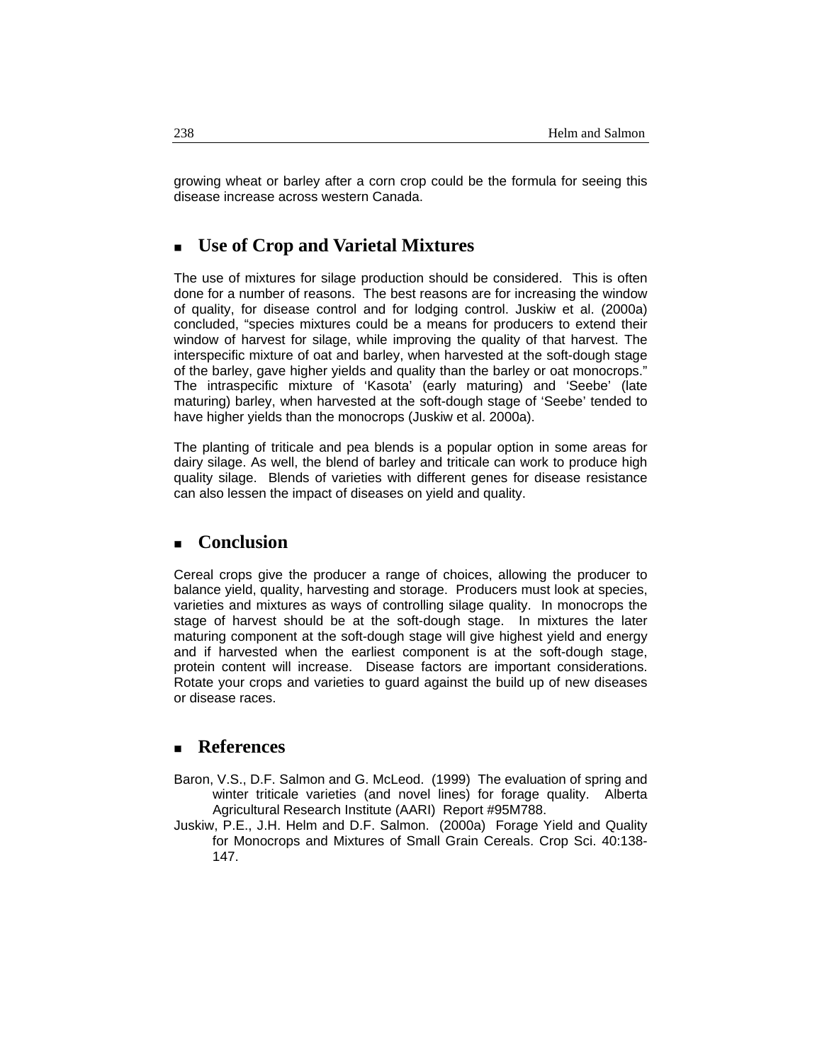growing wheat or barley after a corn crop could be the formula for seeing this disease increase across western Canada.

## Use of Crop and Varietal Mixtures

The use of mixtures for silage production should be considered. This is often done for a number of reasons. The best reasons are for increasing the window of quality, for disease control and for lodging control. Juskiw et al. (2000a) concluded, "species mixtures could be a means for producers to extend their window of harvest for silage, while improving the quality of that harvest. The interspecific mixture of oat and barley, when harvested at the soft-dough stage of the barley, gave higher yields and quality than the barley or oat monocrops." The intraspecific mixture of 'Kasota' (early maturing) and 'Seebe' (late maturing) barley, when harvested at the soft-dough stage of 'Seebe' tended to have higher yields than the monocrops (Juskiw et al. 2000a).

The planting of triticale and pea blends is a popular option in some areas for dairy silage. As well, the blend of barley and triticale can work to produce high quality silage. Blends of varieties with different genes for disease resistance can also lessen the impact of diseases on yield and quality.

## Conclusion

Cereal crops give the producer a range of choices, allowing the producer to balance yield, quality, harvesting and storage. Producers must look at species, varieties and mixtures as ways of controlling silage quality. In monocrops the stage of harvest should be at the soft-dough stage. In mixtures the later maturing component at the soft-dough stage will give highest yield and energy and if harvested when the earliest component is at the soft-dough stage, protein content will increase. Disease factors are important considerations. Rotate your crops and varieties to guard against the build up of new diseases or disease races.

## References

Baron, V.S., D.F. Salmon and G. McLeod. (1999) The evaluation of spring and winter triticale varieties (and novel lines) for forage quality. Alberta Agricultural Research Institute (AARI) Report #95M788.

Juskiw, P.E., J.H. Helm and D.F. Salmon. (2000a) Forage Yield and Quality for Monocrops and Mixtures of Small Grain Cereals. Crop Sci. 40:138-147.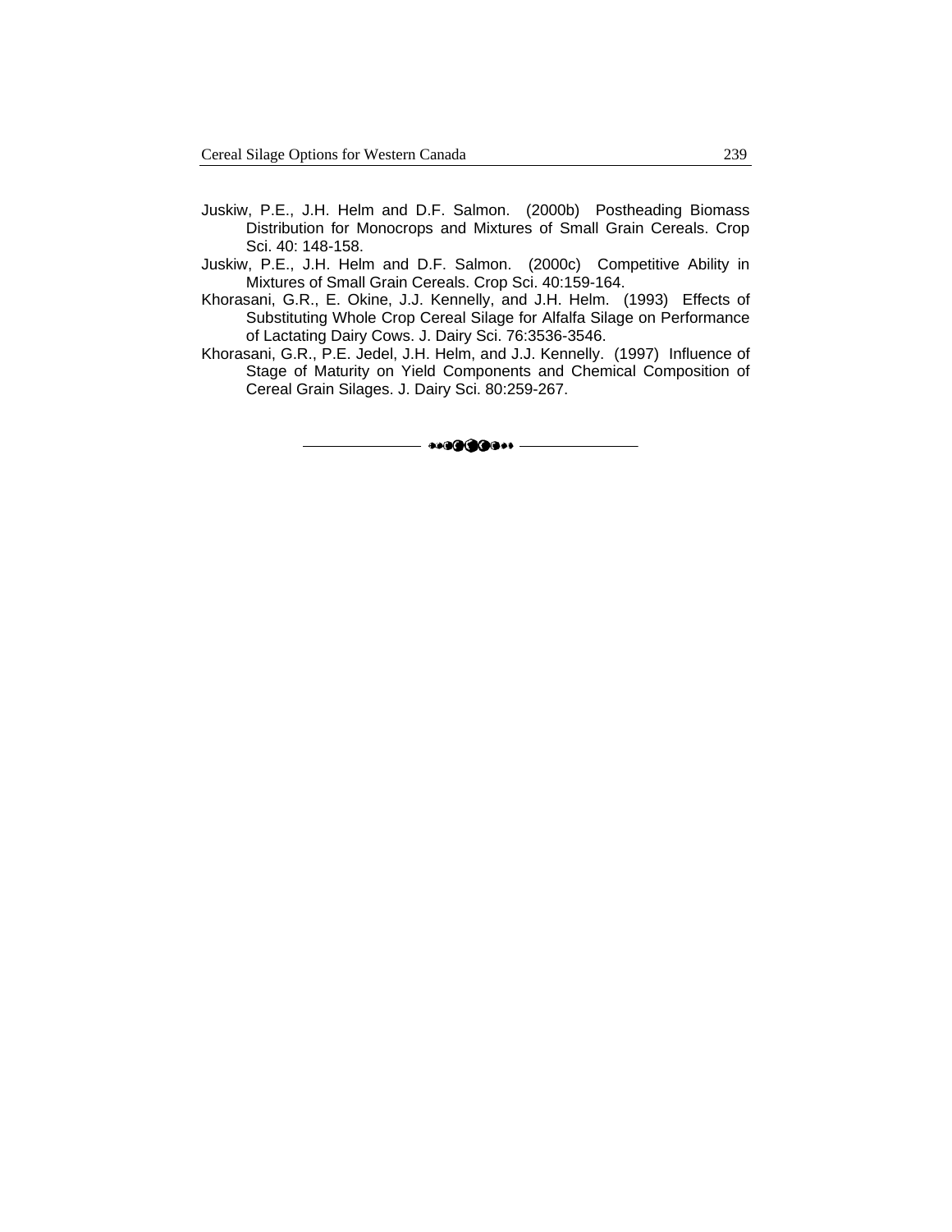Juskiw, P.E., J.H. Helm and D.F. Salmon. (2000b) Postheading Biomass Distribution for Monocrops and Mixtures of Small Grain Cereals. Crop Sci. 40: 148-158.

Juskiw, P.E., J.H. Helm and D.F. Salmon. (2000c) Competitive Ability in Mixtures of Small Grain Cereals. Crop Sci. 40:159-164.

Khorasani, G.R., E. Okine, J.J. Kennelly, and J.H. Helm. (1993) Effects of Substituting Whole Crop Cereal Silage for Alfalfa Silage on Performance of Lactating Dairy Cows. J. Dairy Sci. 76:3536-3546.

Khorasani, G.R., P.E. Jedel, J.H. Helm, and J.J. Kennelly. (1997) Influence of Stage of Maturity on Yield Components and Chemical Composition of Cereal Grain Silages. J. Dairy Sci. 80:259-267.